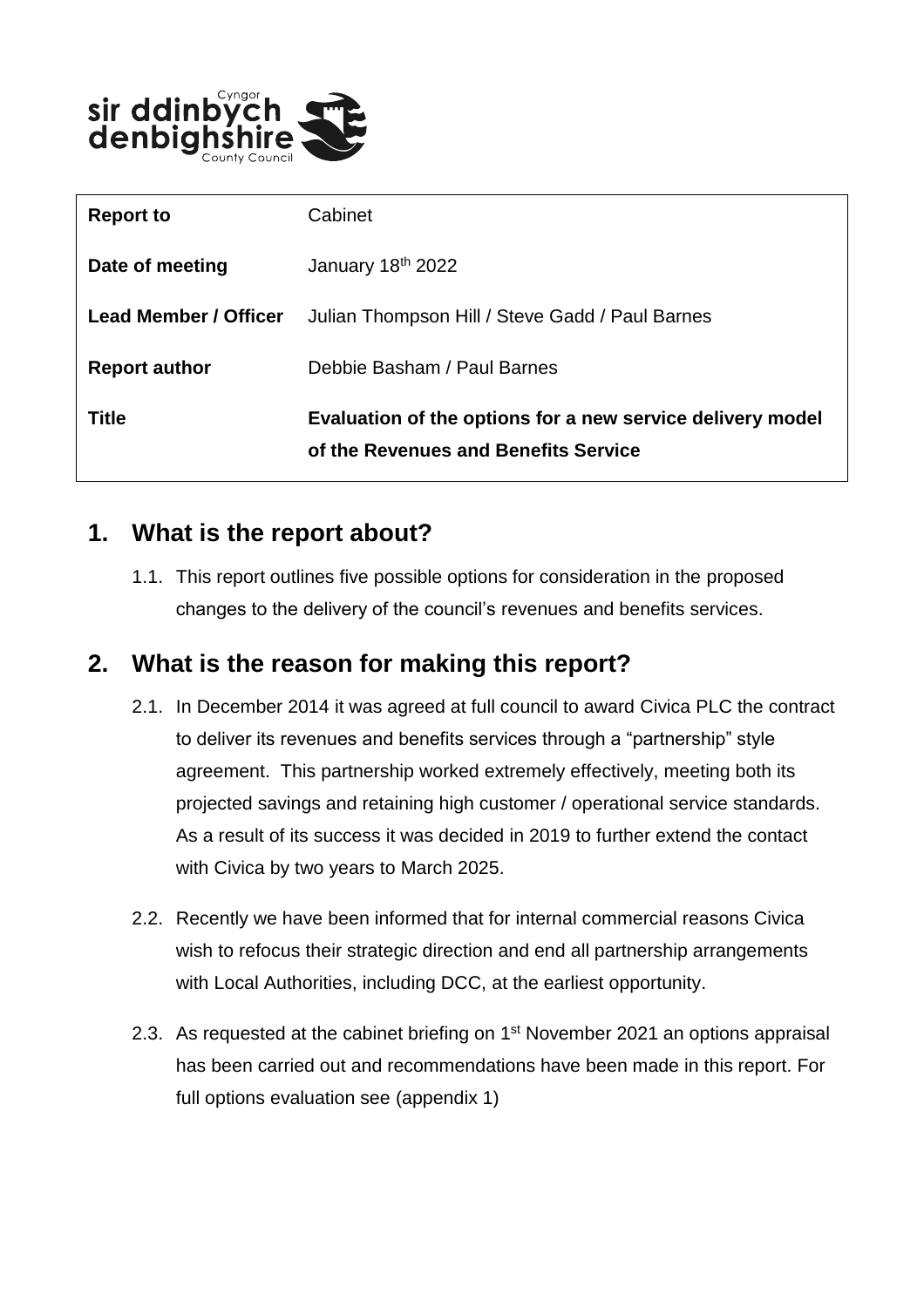| Report to | Cabinet |
| --- | --- |
| Date of meeting | January 18th 2022 |
| Lead Member / Officer | Julian Thompson Hill / Steve Gadd / Paul Barnes |
| Report author | Debbie Basham / Paul Barnes |
| Title | **Evaluation of the options for a new service delivery model of the Revenues and Benefits Service** |

## 1. What is the report about?

1.1. This report outlines five possible options for consideration in the proposed changes to the delivery of the council's revenues and benefits services.

## 2. What is the reason for making this report?

2.1. In December 2014 it was agreed at full council to award Civica PLC the contract to deliver its revenues and benefits services through a "partnership" style agreement. This partnership worked extremely effectively, meeting both its projected savings and retaining high customer / operational service standards. As a result of its success it was decided in 2019 to further extend the contact with Civica by two years to March 2025.

2.2. Recently we have been informed that for internal commercial reasons Civica wish to refocus their strategic direction and end all partnership arrangements with Local Authorities, including DCC, at the earliest opportunity.

2.3. As requested at the cabinet briefing on 1st November 2021 an options appraisal has been carried out and recommendations have been made in this report. For full options evaluation see (appendix 1)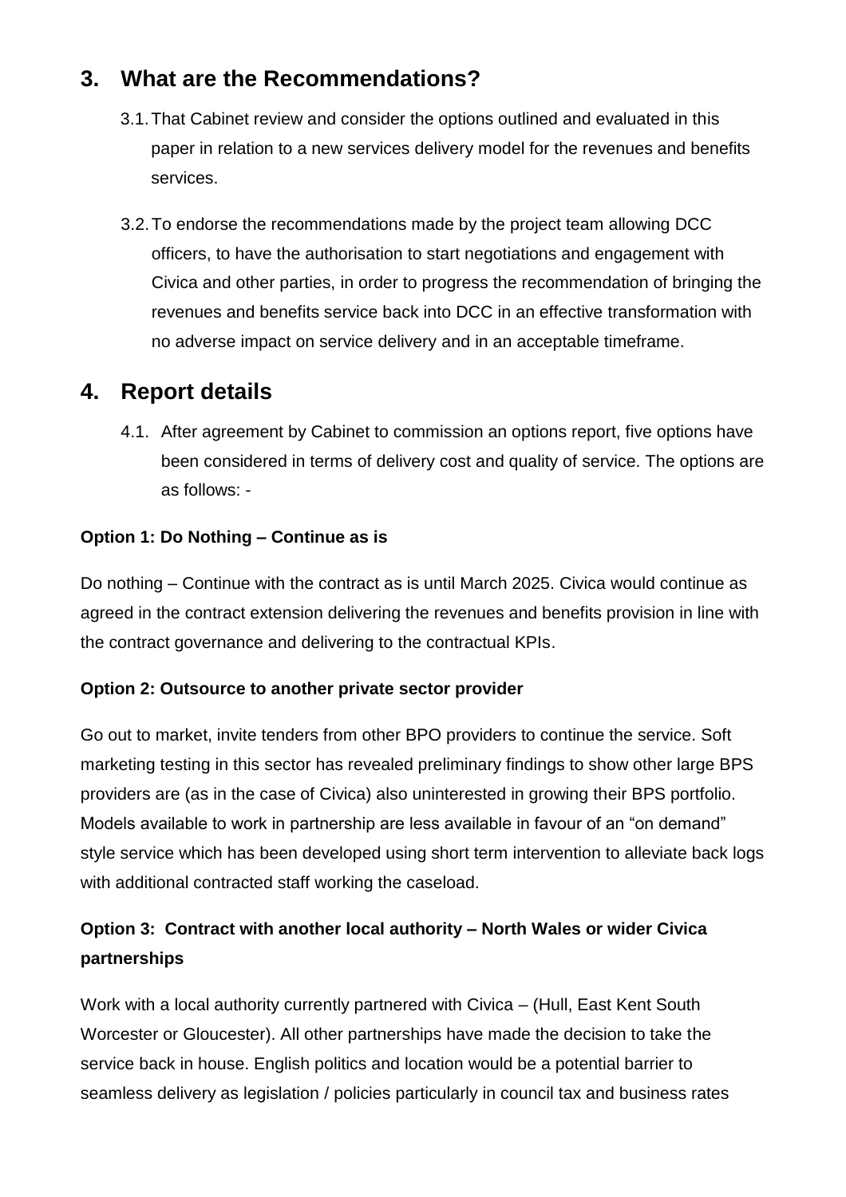## 3. What are the Recommendations?

3.1. That Cabinet review and consider the options outlined and evaluated in this paper in relation to a new services delivery model for the revenues and benefits services.

3.2. To endorse the recommendations made by the project team allowing DCC officers, to have the authorisation to start negotiations and engagement with Civica and other parties, in order to progress the recommendation of bringing the revenues and benefits service back into DCC in an effective transformation with no adverse impact on service delivery and in an acceptable timeframe.

## 4. Report details

4.1. After agreement by Cabinet to commission an options report, five options have been considered in terms of delivery cost and quality of service. The options are as follows: -

**Option 1: Do Nothing – Continue as is**

Do nothing – Continue with the contract as is until March 2025. Civica would continue as agreed in the contract extension delivering the revenues and benefits provision in line with the contract governance and delivering to the contractual KPIs.

**Option 2: Outsource to another private sector provider**

Go out to market, invite tenders from other BPO providers to continue the service. Soft marketing testing in this sector has revealed preliminary findings to show other large BPS providers are (as in the case of Civica) also uninterested in growing their BPS portfolio. Models available to work in partnership are less available in favour of an "on demand" style service which has been developed using short term intervention to alleviate back logs with additional contracted staff working the caseload.

**Option 3: Contract with another local authority – North Wales or wider Civica partnerships**

Work with a local authority currently partnered with Civica – (Hull, East Kent South Worcester or Gloucester). All other partnerships have made the decision to take the service back in house. English politics and location would be a potential barrier to seamless delivery as legislation / policies particularly in council tax and business rates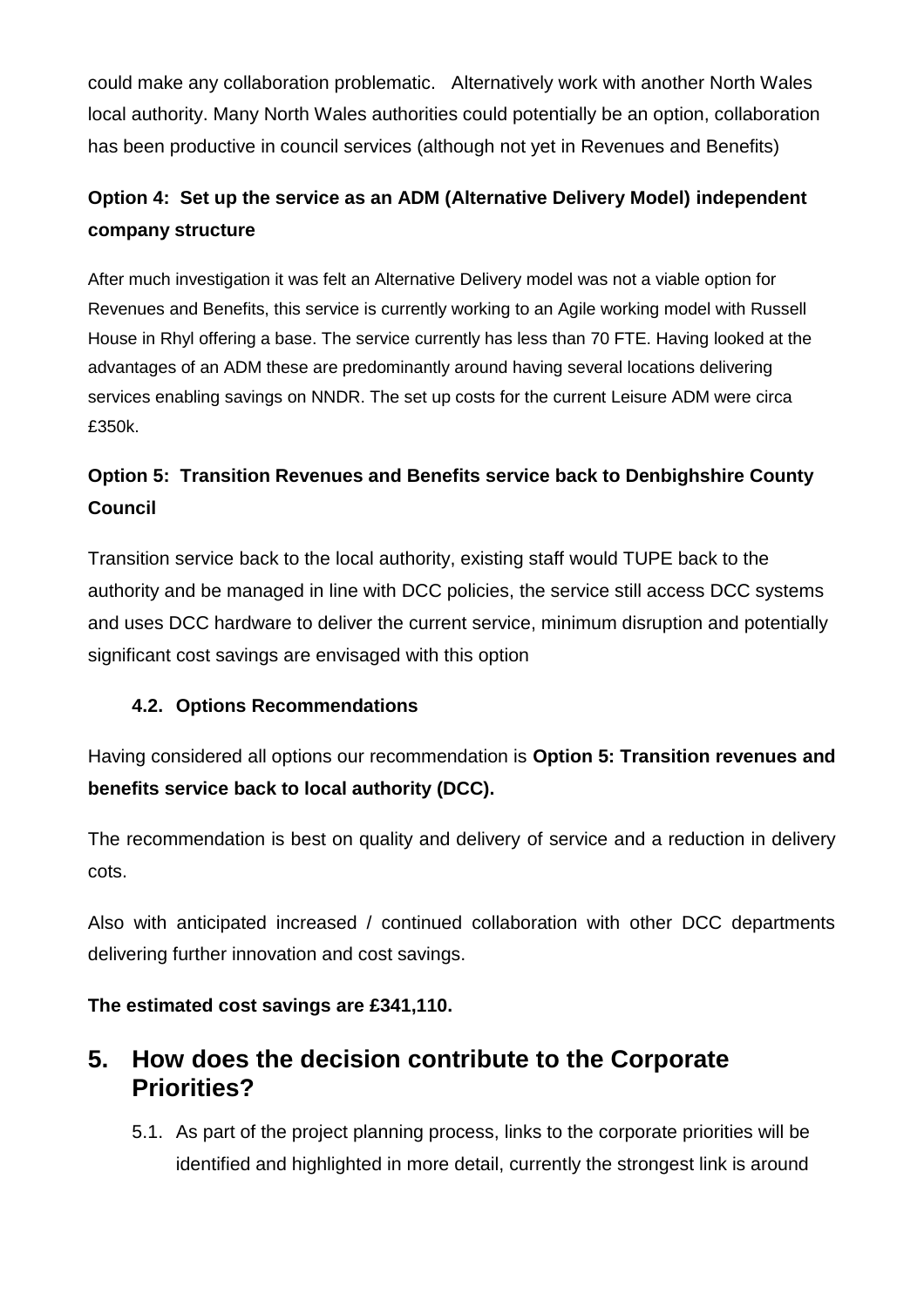could make any collaboration problematic. Alternatively work with another North Wales local authority. Many North Wales authorities could potentially be an option, collaboration has been productive in council services (although not yet in Revenues and Benefits)

### Option 4: Set up the service as an ADM (Alternative Delivery Model) independent company structure

After much investigation it was felt an Alternative Delivery model was not a viable option for Revenues and Benefits, this service is currently working to an Agile working model with Russell House in Rhyl offering a base. The service currently has less than 70 FTE. Having looked at the advantages of an ADM these are predominantly around having several locations delivering services enabling savings on NNDR. The set up costs for the current Leisure ADM were circa £350k.

### Option 5: Transition Revenues and Benefits service back to Denbighshire County Council

Transition service back to the local authority, existing staff would TUPE back to the authority and be managed in line with DCC policies, the service still access DCC systems and uses DCC hardware to deliver the current service, minimum disruption and potentially significant cost savings are envisaged with this option

### 4.2. Options Recommendations

Having considered all options our recommendation is **Option 5: Transition revenues and benefits service back to local authority (DCC).**

The recommendation is best on quality and delivery of service and a reduction in delivery cots.

Also with anticipated increased / continued collaboration with other DCC departments delivering further innovation and cost savings.

**The estimated cost savings are £341,110.**

## 5. How does the decision contribute to the Corporate Priorities?

5.1. As part of the project planning process, links to the corporate priorities will be identified and highlighted in more detail, currently the strongest link is around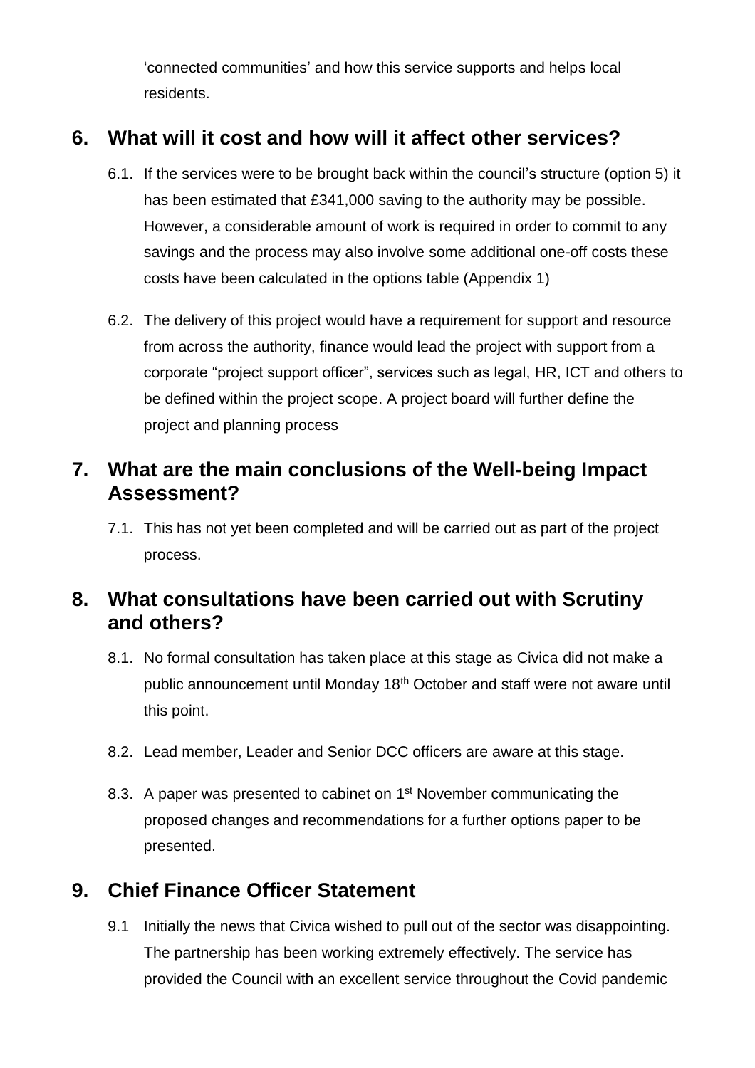'connected communities' and how this service supports and helps local residents.

## 6. What will it cost and how will it affect other services?

6.1. If the services were to be brought back within the council's structure (option 5) it has been estimated that £341,000 saving to the authority may be possible. However, a considerable amount of work is required in order to commit to any savings and the process may also involve some additional one-off costs these costs have been calculated in the options table (Appendix 1)

6.2. The delivery of this project would have a requirement for support and resource from across the authority, finance would lead the project with support from a corporate "project support officer", services such as legal, HR, ICT and others to be defined within the project scope. A project board will further define the project and planning process

## 7. What are the main conclusions of the Well-being Impact Assessment?

7.1. This has not yet been completed and will be carried out as part of the project process.

## 8. What consultations have been carried out with Scrutiny and others?

8.1. No formal consultation has taken place at this stage as Civica did not make a public announcement until Monday 18th October and staff were not aware until this point.

8.2. Lead member, Leader and Senior DCC officers are aware at this stage.

8.3. A paper was presented to cabinet on 1st November communicating the proposed changes and recommendations for a further options paper to be presented.

## 9. Chief Finance Officer Statement

9.1 Initially the news that Civica wished to pull out of the sector was disappointing. The partnership has been working extremely effectively. The service has provided the Council with an excellent service throughout the Covid pandemic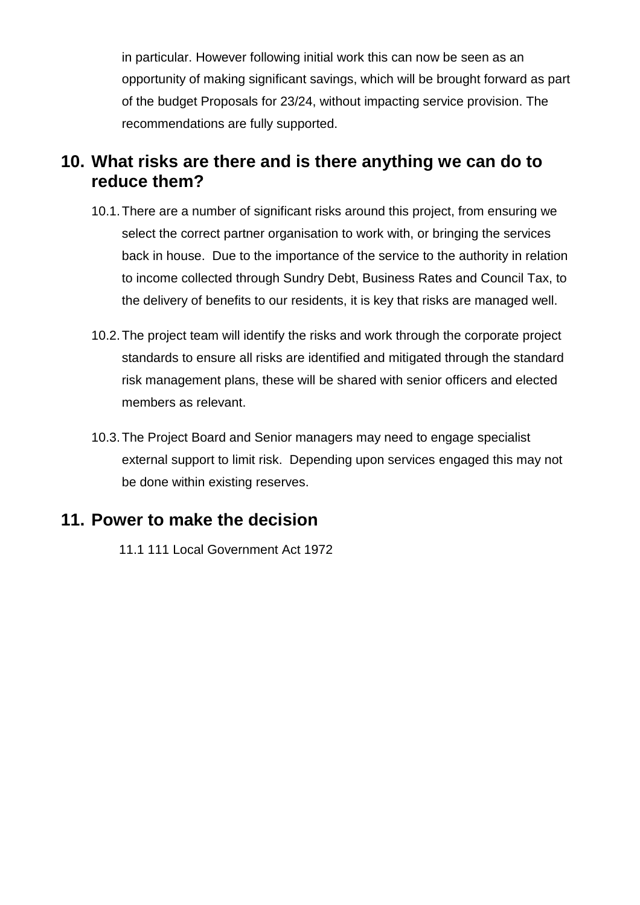in particular. However following initial work this can now be seen as an opportunity of making significant savings, which will be brought forward as part of the budget Proposals for 23/24, without impacting service provision. The recommendations are fully supported.

## 10. What risks are there and is there anything we can do to reduce them?

10.1. There are a number of significant risks around this project, from ensuring we select the correct partner organisation to work with, or bringing the services back in house. Due to the importance of the service to the authority in relation to income collected through Sundry Debt, Business Rates and Council Tax, to the delivery of benefits to our residents, it is key that risks are managed well.

10.2. The project team will identify the risks and work through the corporate project standards to ensure all risks are identified and mitigated through the standard risk management plans, these will be shared with senior officers and elected members as relevant.

10.3. The Project Board and Senior managers may need to engage specialist external support to limit risk. Depending upon services engaged this may not be done within existing reserves.

## 11. Power to make the decision

11.1 111 Local Government Act 1972